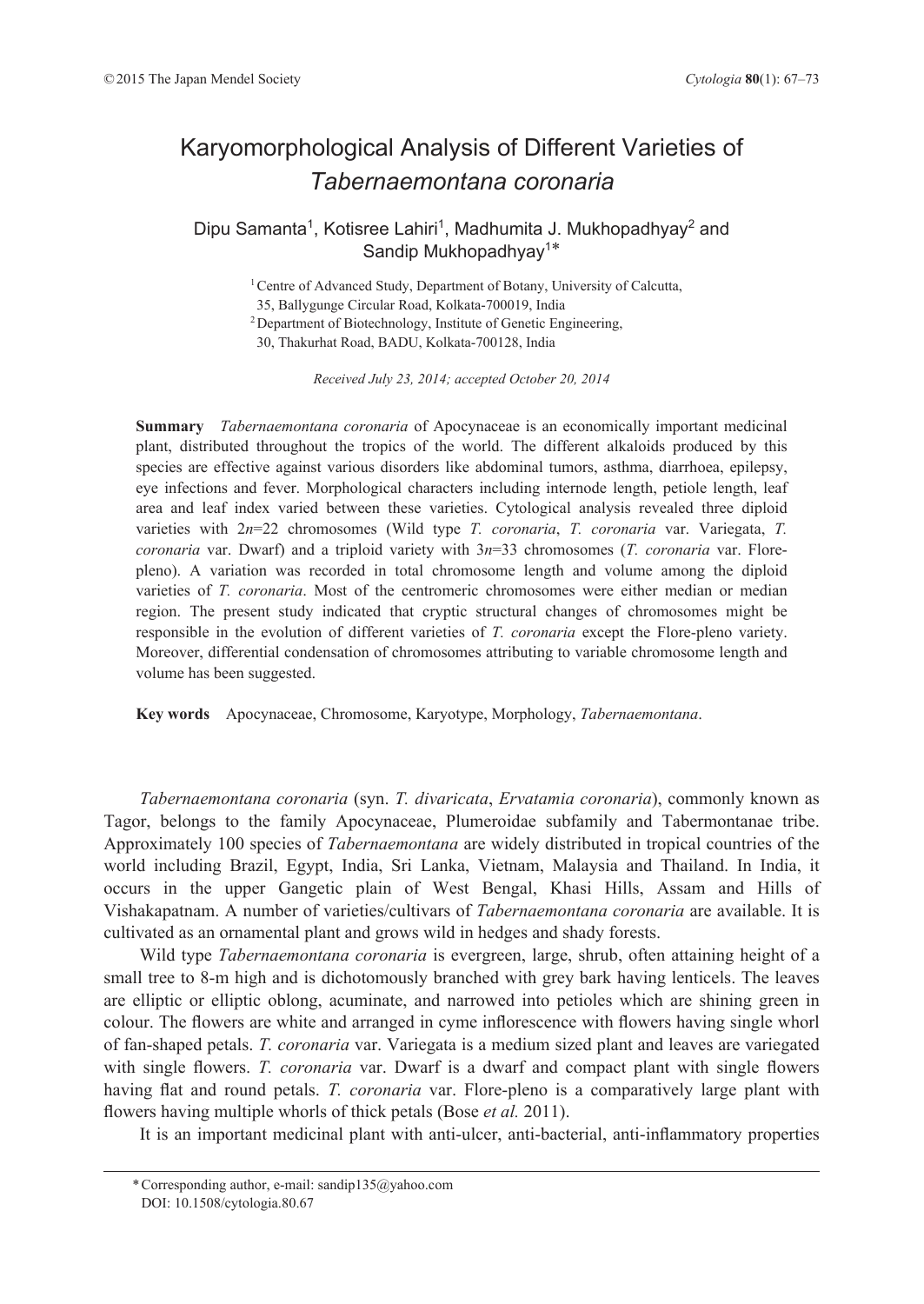# Karyomorphological Analysis of Different Varieties of *Tabernaemontana coronaria*

Dipu Samanta[1], Kotisree Lahiri[1], Madhumita J. Mukhopadhyay[2] and Sandip Mukhopadhyay[1]*

[1] Centre of Advanced Study, Department of Botany, University of Calcutta, 35, Ballygunge Circular Road, Kolkata-700019, India

[2] Department of Biotechnology, Institute of Genetic Engineering, 30, Thakurhat Road, BADU, Kolkata-700128, India

*Received July 23, 2014; accepted October 20, 2014*

**Summary** *Tabernaemontana coronaria* of Apocynaceae is an economically important medicinal plant, distributed throughout the tropics of the world. The different alkaloids produced by this species are effective against various disorders like abdominal tumors, asthma, diarrhoea, epilepsy, eye infections and fever. Morphological characters including internode length, petiole length, leaf area and leaf index varied between these varieties. Cytological analysis revealed three diploid varieties with 2*n*=22 chromosomes (Wild type *T. coronaria*, *T. coronaria* var. Variegata, *T. coronaria* var. Dwarf) and a triploid variety with 3*n*=33 chromosomes (*T. coronaria* var. Flore-pleno). A variation was recorded in total chromosome length and volume among the diploid varieties of *T. coronaria*. Most of the centromeric chromosomes were either median or median region. The present study indicated that cryptic structural changes of chromosomes might be responsible in the evolution of different varieties of *T. coronaria* except the Flore-pleno variety. Moreover, differential condensation of chromosomes attributing to variable chromosome length and volume has been suggested.

**Key words** Apocynaceae, Chromosome, Karyotype, Morphology, *Tabernaemontana*.

*Tabernaemontana coronaria* (syn. *T. divaricata*, *Ervatamia coronaria*), commonly known as Tagor, belongs to the family Apocynaceae, Plumeroidae subfamily and Tabermontanae tribe. Approximately 100 species of *Tabernaemontana* are widely distributed in tropical countries of the world including Brazil, Egypt, India, Sri Lanka, Vietnam, Malaysia and Thailand. In India, it occurs in the upper Gangetic plain of West Bengal, Khasi Hills, Assam and Hills of Vishakapatnam. A number of varieties/cultivars of *Tabernaemontana coronaria* are available. It is cultivated as an ornamental plant and grows wild in hedges and shady forests.

Wild type *Tabernaemontana coronaria* is evergreen, large, shrub, often attaining height of a small tree to 8-m high and is dichotomously branched with grey bark having lenticels. The leaves are elliptic or elliptic oblong, acuminate, and narrowed into petioles which are shining green in colour. The flowers are white and arranged in cyme inflorescence with flowers having single whorl of fan-shaped petals. *T. coronaria* var. Variegata is a medium sized plant and leaves are variegated with single flowers. *T. coronaria* var. Dwarf is a dwarf and compact plant with single flowers having flat and round petals. *T. coronaria* var. Flore-pleno is a comparatively large plant with flowers having multiple whorls of thick petals (Bose *et al.* 2011).

It is an important medicinal plant with anti-ulcer, anti-bacterial, anti-inflammatory properties

*Corresponding author, e-mail: sandip135@yahoo.com
DOI: 10.1508/cytologia.80.67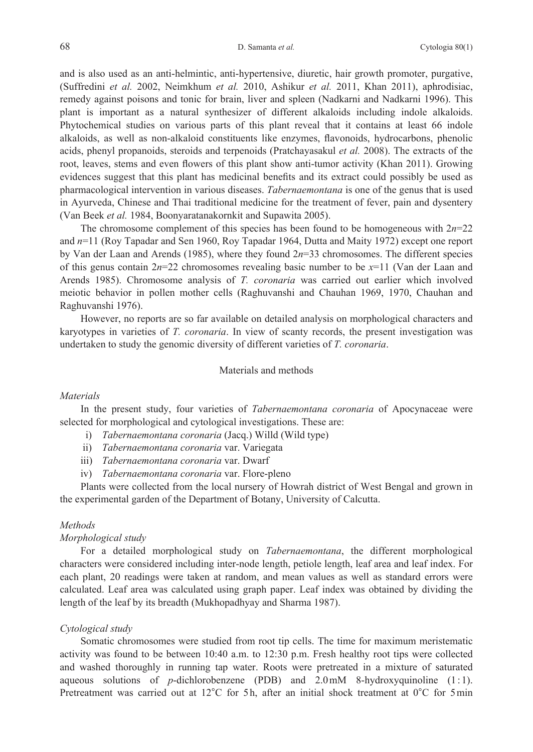and is also used as an anti-helmintic, anti-hypertensive, diuretic, hair growth promoter, purgative, (Suffredini *et al.* 2002, Neimkhum *et al.* 2010, Ashikur *et al.* 2011, Khan 2011), aphrodisiac, remedy against poisons and tonic for brain, liver and spleen (Nadkarni and Nadkarni 1996). This plant is important as a natural synthesizer of different alkaloids including indole alkaloids. Phytochemical studies on various parts of this plant reveal that it contains at least 66 indole alkaloids, as well as non-alkaloid constituents like enzymes, flavonoids, hydrocarbons, phenolic acids, phenyl propanoids, steroids and terpenoids (Pratchayasakul *et al.* 2008). The extracts of the root, leaves, stems and even flowers of this plant show anti-tumor activity (Khan 2011). Growing evidences suggest that this plant has medicinal benefits and its extract could possibly be used as pharmacological intervention in various diseases. *Tabernaemontana* is one of the genus that is used in Ayurveda, Chinese and Thai traditional medicine for the treatment of fever, pain and dysentery (Van Beek *et al.* 1984, Boonyaratanakornkit and Supawita 2005).

The chromosome complement of this species has been found to be homogeneous with $2n=22$ and $n=11$ (Roy Tapadar and Sen 1960, Roy Tapadar 1964, Dutta and Maity 1972) except one report by Van der Laan and Arends (1985), where they found $2n=33$ chromosomes. The different species of this genus contain $2n=22$ chromosomes revealing basic number to be $x=11$ (Van der Laan and Arends 1985). Chromosome analysis of *T. coronaria* was carried out earlier which involved meiotic behavior in pollen mother cells (Raghuvanshi and Chauhan 1969, 1970, Chauhan and Raghuvanshi 1976).

However, no reports are so far available on detailed analysis on morphological characters and karyotypes in varieties of *T. coronaria*. In view of scanty records, the present investigation was undertaken to study the genomic diversity of different varieties of *T. coronaria*.

## Materials and methods

### *Materials*

In the present study, four varieties of *Tabernaemontana coronaria* of Apocynaceae were selected for morphological and cytological investigations. These are:

i) *Tabernaemontana coronaria* (Jacq.) Willd (Wild type)
ii) *Tabernaemontana coronaria* var. Variegata
iii) *Tabernaemontana coronaria* var. Dwarf
iv) *Tabernaemontana coronaria* var. Flore-pleno

Plants were collected from the local nursery of Howrah district of West Bengal and grown in the experimental garden of the Department of Botany, University of Calcutta.

### *Methods*

#### *Morphological study*

For a detailed morphological study on *Tabernaemontana*, the different morphological characters were considered including inter-node length, petiole length, leaf area and leaf index. For each plant, 20 readings were taken at random, and mean values as well as standard errors were calculated. Leaf area was calculated using graph paper. Leaf index was obtained by dividing the length of the leaf by its breadth (Mukhopadhyay and Sharma 1987).

#### *Cytological study*

Somatic chromosomes were studied from root tip cells. The time for maximum meristematic activity was found to be between 10:40 a.m. to 12:30 p.m. Fresh healthy root tips were collected and washed thoroughly in running tap water. Roots were pretreated in a mixture of saturated aqueous solutions of *p*-dichlorobenzene (PDB) and 2.0 mM 8-hydroxyquinoline (1 : 1). Pretreatment was carried out at 12°C for 5 h, after an initial shock treatment at 0°C for 5 min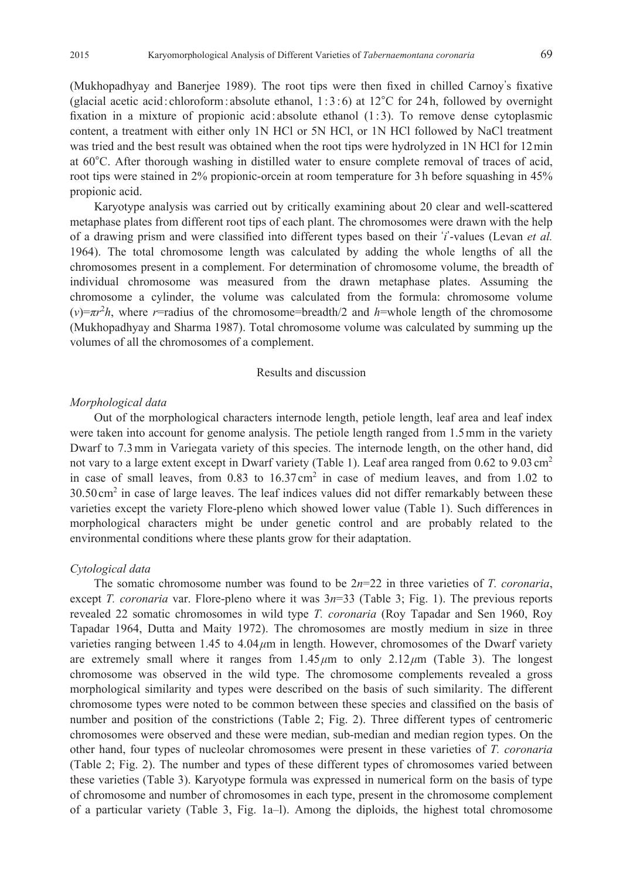(Mukhopadhyay and Banerjee 1989). The root tips were then fixed in chilled Carnoy's fixative (glacial acetic acid : chloroform : absolute ethanol, 1 : 3 : 6) at 12°C for 24 h, followed by overnight fixation in a mixture of propionic acid : absolute ethanol (1 : 3). To remove dense cytoplasmic content, a treatment with either only 1N HCl or 5N HCl, or 1N HCl followed by NaCl treatment was tried and the best result was obtained when the root tips were hydrolyzed in 1N HCl for 12 min at 60°C. After thorough washing in distilled water to ensure complete removal of traces of acid, root tips were stained in 2% propionic-orcein at room temperature for 3 h before squashing in 45% propionic acid.

Karyotype analysis was carried out by critically examining about 20 clear and well-scattered metaphase plates from different root tips of each plant. The chromosomes were drawn with the help of a drawing prism and were classified into different types based on their '*i*'-values (Levan *et al.* 1964). The total chromosome length was calculated by adding the whole lengths of all the chromosomes present in a complement. For determination of chromosome volume, the breadth of individual chromosome was measured from the drawn metaphase plates. Assuming the chromosome a cylinder, the volume was calculated from the formula: chromosome volume $(v)=\pi r^2 h$, where $r$=radius of the chromosome=breadth/2 and $h$=whole length of the chromosome (Mukhopadhyay and Sharma 1987). Total chromosome volume was calculated by summing up the volumes of all the chromosomes of a complement.

## Results and discussion

### *Morphological data*

Out of the morphological characters internode length, petiole length, leaf area and leaf index were taken into account for genome analysis. The petiole length ranged from 1.5 mm in the variety Dwarf to 7.3 mm in Variegata variety of this species. The internode length, on the other hand, did not vary to a large extent except in Dwarf variety (Table 1). Leaf area ranged from 0.62 to 9.03 cm$^2$ in case of small leaves, from 0.83 to 16.37 cm$^2$ in case of medium leaves, and from 1.02 to 30.50 cm$^2$ in case of large leaves. The leaf indices values did not differ remarkably between these varieties except the variety Flore-pleno which showed lower value (Table 1). Such differences in morphological characters might be under genetic control and are probably related to the environmental conditions where these plants grow for their adaptation.

### *Cytological data*

The somatic chromosome number was found to be $2n$=22 in three varieties of *T. coronaria*, except *T. coronaria* var. Flore-pleno where it was $3n$=33 (Table 3; Fig. 1). The previous reports revealed 22 somatic chromosomes in wild type *T. coronaria* (Roy Tapadar and Sen 1960, Roy Tapadar 1964, Dutta and Maity 1972). The chromosomes are mostly medium in size in three varieties ranging between 1.45 to 4.04 $\mu$m in length. However, chromosomes of the Dwarf variety are extremely small where it ranges from 1.45 $\mu$m to only 2.12 $\mu$m (Table 3). The longest chromosome was observed in the wild type. The chromosome complements revealed a gross morphological similarity and types were described on the basis of such similarity. The different chromosome types were noted to be common between these species and classified on the basis of number and position of the constrictions (Table 2; Fig. 2). Three different types of centromeric chromosomes were observed and these were median, sub-median and median region types. On the other hand, four types of nucleolar chromosomes were present in these varieties of *T. coronaria* (Table 2; Fig. 2). The number and types of these different types of chromosomes varied between these varieties (Table 3). Karyotype formula was expressed in numerical form on the basis of type of chromosome and number of chromosomes in each type, present in the chromosome complement of a particular variety (Table 3, Fig. 1a–l). Among the diploids, the highest total chromosome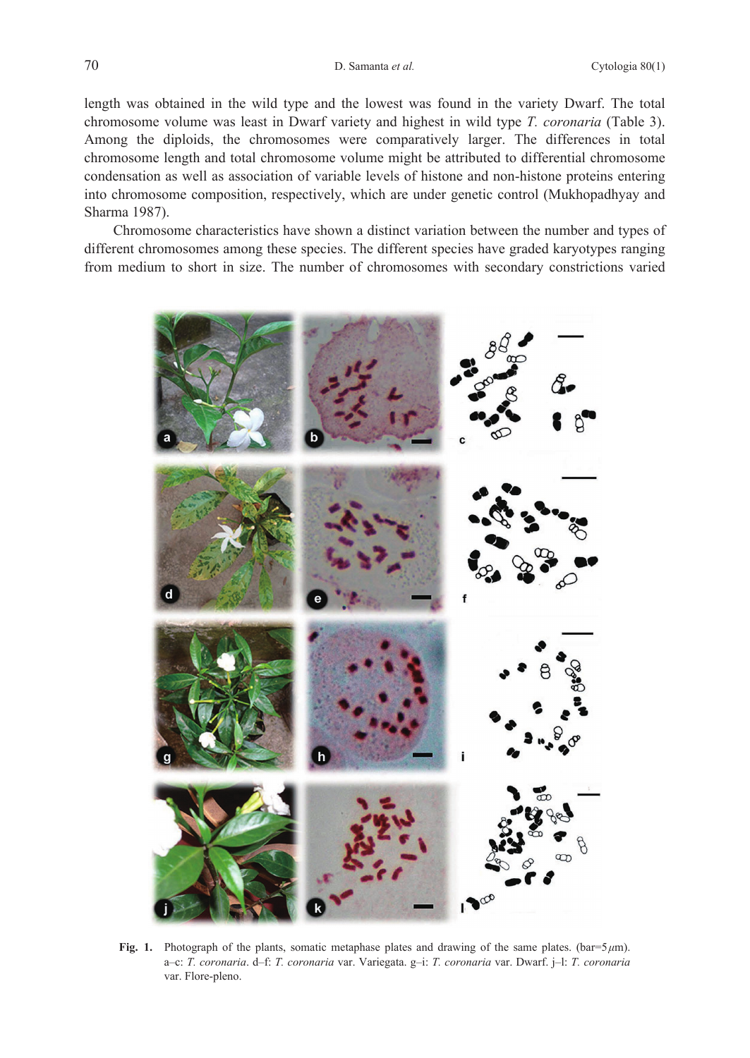length was obtained in the wild type and the lowest was found in the variety Dwarf. The total chromosome volume was least in Dwarf variety and highest in wild type *T. coronaria* (Table 3). Among the diploids, the chromosomes were comparatively larger. The differences in total chromosome length and total chromosome volume might be attributed to differential chromosome condensation as well as association of variable levels of histone and non-histone proteins entering into chromosome composition, respectively, which are under genetic control (Mukhopadhyay and Sharma 1987).

Chromosome characteristics have shown a distinct variation between the number and types of different chromosomes among these species. The different species have graded karyotypes ranging from medium to short in size. The number of chromosomes with secondary constrictions varied

**Fig. 1.** Photograph of the plants, somatic metaphase plates and drawing of the same plates. (bar=5 $\mu$m). a–c: *T. coronaria*. d–f: *T. coronaria* var. Variegata. g–i: *T. coronaria* var. Dwarf. j–l: *T. coronaria* var. Flore-pleno.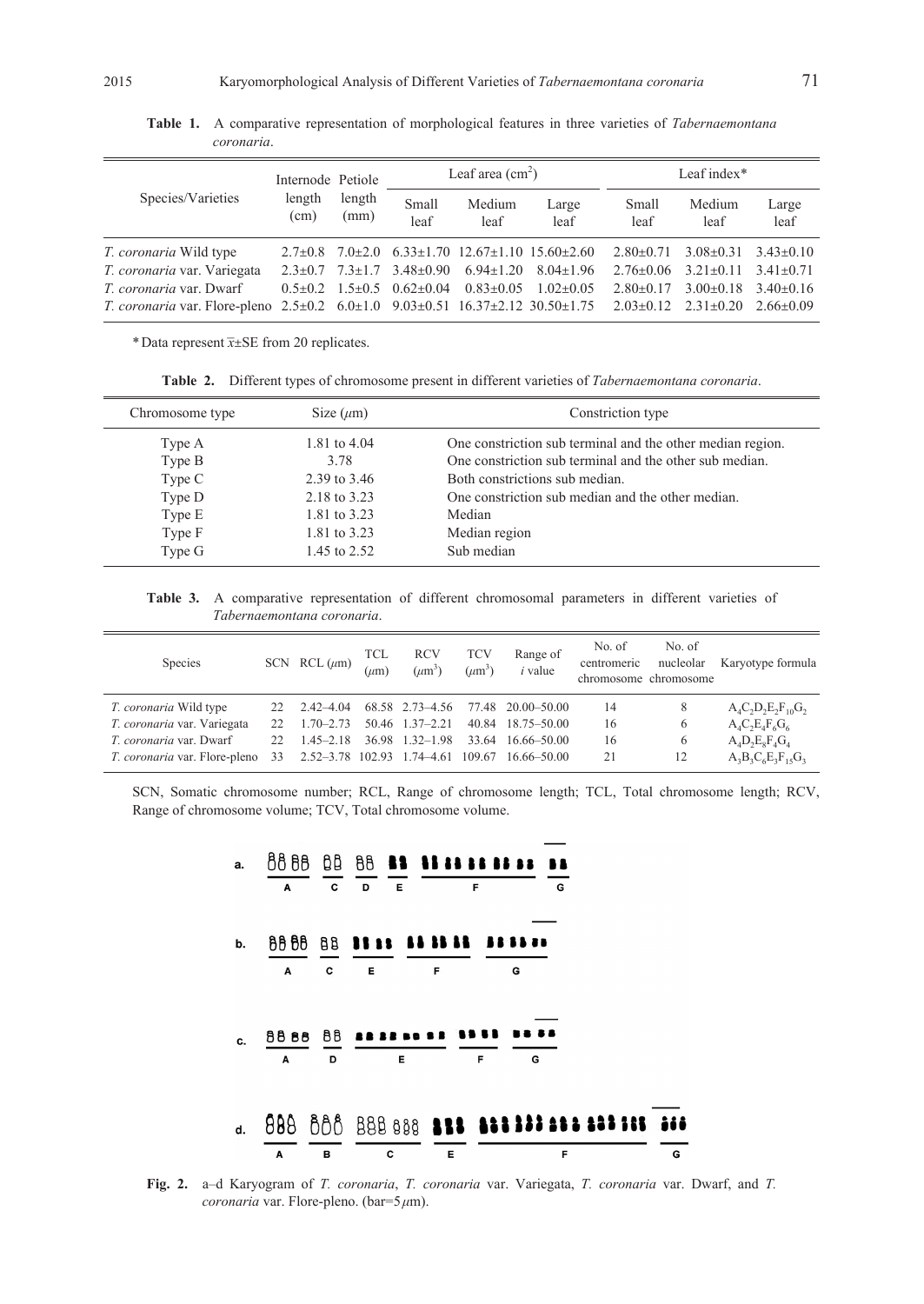**Table 1.** A comparative representation of morphological features in three varieties of *Tabernaemontana coronaria*.

| Species/Varieties | Internode length (cm) | Petiole length (mm) | Leaf area ($cm^2$) | | | Leaf index* | | |
|---|---|---|---|---|---|---|---|---|
| | | | Small leaf | Medium leaf | Large leaf | Small leaf | Medium leaf | Large leaf |
| *T. coronaria* Wild type | 2.7±0.8 | 7.0±2.0 | 6.33±1.70 | 12.67±1.10 | 15.60±2.60 | 2.80±0.71 | 3.08±0.31 | 3.43±0.10 |
| *T. coronaria* var. Variegata | 2.3±0.7 | 7.3±1.7 | 3.48±0.90 | 6.94±1.20 | 8.04±1.96 | 2.76±0.06 | 3.21±0.11 | 3.41±0.71 |
| *T. coronaria* var. Dwarf | 0.5±0.2 | 1.5±0.5 | 0.62±0.04 | 0.83±0.05 | 1.02±0.05 | 2.80±0.17 | 3.00±0.18 | 3.40±0.16 |
| *T. coronaria* var. Flore-pleno | 2.5±0.2 | 6.0±1.0 | 9.03±0.51 | 16.37±2.12 | 30.50±1.75 | 2.03±0.12 | 2.31±0.20 | 2.66±0.09 |

*Data represent $\bar{x}$±SE from 20 replicates.

**Table 2.** Different types of chromosome present in different varieties of *Tabernaemontana coronaria*.

| Chromosome type | Size ($\mu$m) | Constriction type |
|---|---|---|
| Type A | 1.81 to 4.04 | One constriction sub terminal and the other median region. |
| Type B | 3.78 | One constriction sub terminal and the other sub median. |
| Type C | 2.39 to 3.46 | Both constrictions sub median. |
| Type D | 2.18 to 3.23 | One constriction sub median and the other median. |
| Type E | 1.81 to 3.23 | Median |
| Type F | 1.81 to 3.23 | Median region |
| Type G | 1.45 to 2.52 | Sub median |

**Table 3.** A comparative representation of different chromosomal parameters in different varieties of *Tabernaemontana coronaria*.

| Species | SCN | RCL ($\mu$m) | TCL ($\mu$m) | RCV ($\mu m^3$) | TCV ($\mu m^3$) | Range of *i* value | No. of centromeric chromosome | No. of nucleolar chromosome | Karyotype formula |
|---|---|---|---|---|---|---|---|---|---|
| *T. coronaria* Wild type | 22 | 2.42–4.04 | 68.58 | 2.73–4.56 | 77.48 | 20.00–50.00 | 14 | 8 | $A_4C_2D_2E_2F_{10}G_2$ |
| *T. coronaria* var. Variegata | 22 | 1.70–2.73 | 50.46 | 1.37–2.21 | 40.84 | 18.75–50.00 | 16 | 6 | $A_4C_2E_4F_6G_6$ |
| *T. coronaria* var. Dwarf | 22 | 1.45–2.18 | 36.98 | 1.32–1.98 | 33.64 | 16.66–50.00 | 16 | 6 | $A_4D_2E_8F_4G_4$ |
| *T. coronaria* var. Flore-pleno | 33 | 2.52–3.78 | 102.93 | 1.74–4.61 | 109.67 | 16.66–50.00 | 21 | 12 | $A_3B_3C_6E_3F_{15}G_3$ |

SCN, Somatic chromosome number; RCL, Range of chromosome length; TCL, Total chromosome length; RCV, Range of chromosome volume; TCV, Total chromosome volume.

a. A C D E F G

b. A C E F G

c. A D E F G

d. A B C E F G

**Fig. 2.** a–d Karyogram of *T. coronaria*, *T. coronaria* var. Variegata, *T. coronaria* var. Dwarf, and *T. coronaria* var. Flore-pleno. (bar=5 $\mu$m).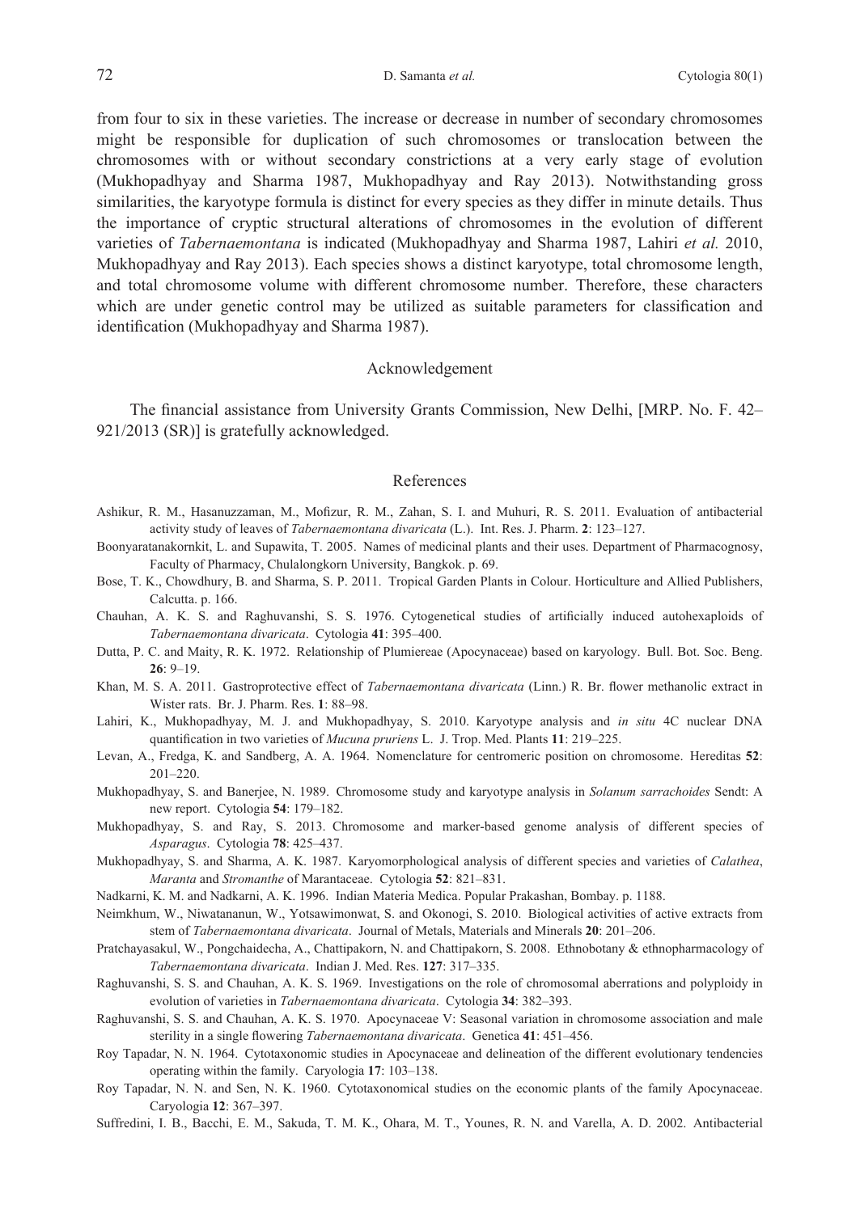from four to six in these varieties. The increase or decrease in number of secondary chromosomes might be responsible for duplication of such chromosomes or translocation between the chromosomes with or without secondary constrictions at a very early stage of evolution (Mukhopadhyay and Sharma 1987, Mukhopadhyay and Ray 2013). Notwithstanding gross similarities, the karyotype formula is distinct for every species as they differ in minute details. Thus the importance of cryptic structural alterations of chromosomes in the evolution of different varieties of *Tabernaemontana* is indicated (Mukhopadhyay and Sharma 1987, Lahiri *et al.* 2010, Mukhopadhyay and Ray 2013). Each species shows a distinct karyotype, total chromosome length, and total chromosome volume with different chromosome number. Therefore, these characters which are under genetic control may be utilized as suitable parameters for classification and identification (Mukhopadhyay and Sharma 1987).

## Acknowledgement

The financial assistance from University Grants Commission, New Delhi, [MRP. No. F. 42–921/2013 (SR)] is gratefully acknowledged.

## References

Ashikur, R. M., Hasanuzzaman, M., Mofizur, R. M., Zahan, S. I. and Muhuri, R. S. 2011. Evaluation of antibacterial activity study of leaves of *Tabernaemontana divaricata* (L.). Int. Res. J. Pharm. **2**: 123–127.

Boonyaratanakornkit, L. and Supawita, T. 2005. Names of medicinal plants and their uses. Department of Pharmacognosy, Faculty of Pharmacy, Chulalongkorn University, Bangkok. p. 69.

Bose, T. K., Chowdhury, B. and Sharma, S. P. 2011. Tropical Garden Plants in Colour. Horticulture and Allied Publishers, Calcutta. p. 166.

Chauhan, A. K. S. and Raghuvanshi, S. S. 1976. Cytogenetical studies of artificially induced autohexaploids of *Tabernaemontana divaricata*. Cytologia **41**: 395–400.

Dutta, P. C. and Maity, R. K. 1972. Relationship of Plumiereae (Apocynaceae) based on karyology. Bull. Bot. Soc. Beng. **26**: 9–19.

Khan, M. S. A. 2011. Gastroprotective effect of *Tabernaemontana divaricata* (Linn.) R. Br. flower methanolic extract in Wister rats. Br. J. Pharm. Res. **1**: 88–98.

Lahiri, K., Mukhopadhyay, M. J. and Mukhopadhyay, S. 2010. Karyotype analysis and *in situ* 4C nuclear DNA quantification in two varieties of *Mucuna pruriens* L. J. Trop. Med. Plants **11**: 219–225.

Levan, A., Fredga, K. and Sandberg, A. A. 1964. Nomenclature for centromeric position on chromosome. Hereditas **52**: 201–220.

Mukhopadhyay, S. and Banerjee, N. 1989. Chromosome study and karyotype analysis in *Solanum sarrachoides* Sendt: A new report. Cytologia **54**: 179–182.

Mukhopadhyay, S. and Ray, S. 2013. Chromosome and marker-based genome analysis of different species of *Asparagus*. Cytologia **78**: 425–437.

Mukhopadhyay, S. and Sharma, A. K. 1987. Karyomorphological analysis of different species and varieties of *Calathea*, *Maranta* and *Stromanthe* of Marantaceae. Cytologia **52**: 821–831.

Nadkarni, K. M. and Nadkarni, A. K. 1996. Indian Materia Medica. Popular Prakashan, Bombay. p. 1188.

Neimkhum, W., Niwatananun, W., Yotsawimonwat, S. and Okonogi, S. 2010. Biological activities of active extracts from stem of *Tabernaemontana divaricata*. Journal of Metals, Materials and Minerals **20**: 201–206.

Pratchayasakul, W., Pongchaidecha, A., Chattipakorn, N. and Chattipakorn, S. 2008. Ethnobotany & ethnopharmacology of *Tabernaemontana divaricata*. Indian J. Med. Res. **127**: 317–335.

Raghuvanshi, S. S. and Chauhan, A. K. S. 1969. Investigations on the role of chromosomal aberrations and polyploidy in evolution of varieties in *Tabernaemontana divaricata*. Cytologia **34**: 382–393.

Raghuvanshi, S. S. and Chauhan, A. K. S. 1970. Apocynaceae V: Seasonal variation in chromosome association and male sterility in a single flowering *Tabernaemontana divaricata*. Genetica **41**: 451–456.

Roy Tapadar, N. N. 1964. Cytotaxonomic studies in Apocynaceae and delineation of the different evolutionary tendencies operating within the family. Caryologia **17**: 103–138.

Roy Tapadar, N. N. and Sen, N. K. 1960. Cytotaxonomical studies on the economic plants of the family Apocynaceae. Caryologia **12**: 367–397.

Suffredini, I. B., Bacchi, E. M., Sakuda, T. M. K., Ohara, M. T., Younes, R. N. and Varella, A. D. 2002. Antibacterial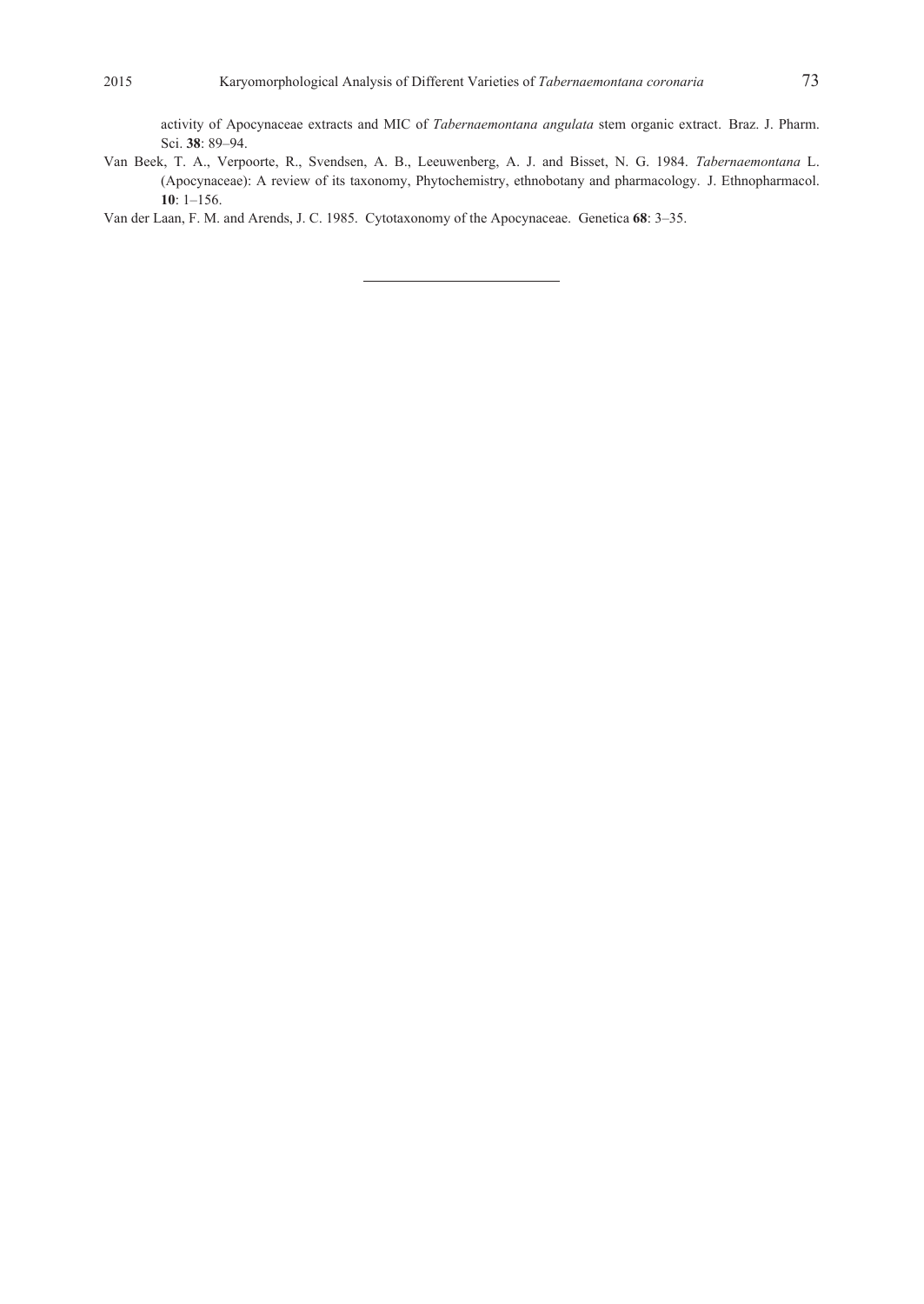activity of Apocynaceae extracts and MIC of *Tabernaemontana angulata* stem organic extract. Braz. J. Pharm. Sci. **38**: 89–94.

Van Beek, T. A., Verpoorte, R., Svendsen, A. B., Leeuwenberg, A. J. and Bisset, N. G. 1984. *Tabernaemontana* L. (Apocynaceae): A review of its taxonomy, Phytochemistry, ethnobotany and pharmacology. J. Ethnopharmacol. **10**: 1–156.

Van der Laan, F. M. and Arends, J. C. 1985. Cytotaxonomy of the Apocynaceae. Genetica **68**: 3–35.